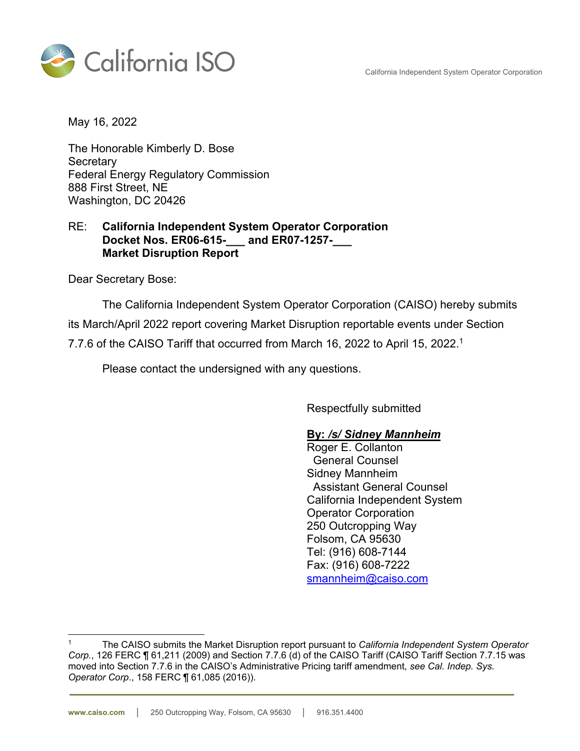California ISO

California Independent System Operator Corporation

May 16, 2022

The Honorable Kimberly D. Bose
Secretary
Federal Energy Regulatory Commission
888 First Street, NE
Washington, DC 20426

RE: **California Independent System Operator Corporation**
**Docket Nos. ER06-615-___ and ER07-1257-___**
**Market Disruption Report**

Dear Secretary Bose:

The California Independent System Operator Corporation (CAISO) hereby submits its March/April 2022 report covering Market Disruption reportable events under Section 7.7.6 of the CAISO Tariff that occurred from March 16, 2022 to April 15, 2022.[1]

Please contact the undersigned with any questions.

Respectfully submitted

**By: */s/ Sidney Mannheim***
Roger E. Collanton
General Counsel
Sidney Mannheim
Assistant General Counsel
California Independent System
Operator Corporation
250 Outcropping Way
Folsom, CA 95630
Tel: (916) 608-7144
Fax: (916) 608-7222
smannheim@caiso.com

---

[1] The CAISO submits the Market Disruption report pursuant to *California Independent System Operator Corp.*, 126 FERC ¶ 61,211 (2009) and Section 7.7.6 (d) of the CAISO Tariff (CAISO Tariff Section 7.7.15 was moved into Section 7.7.6 in the CAISO's Administrative Pricing tariff amendment, *see Cal. Indep. Sys. Operator Corp.*, 158 FERC ¶ 61,085 (2016)).

www.caiso.com | 250 Outcropping Way, Folsom, CA 95630 | 916.351.4400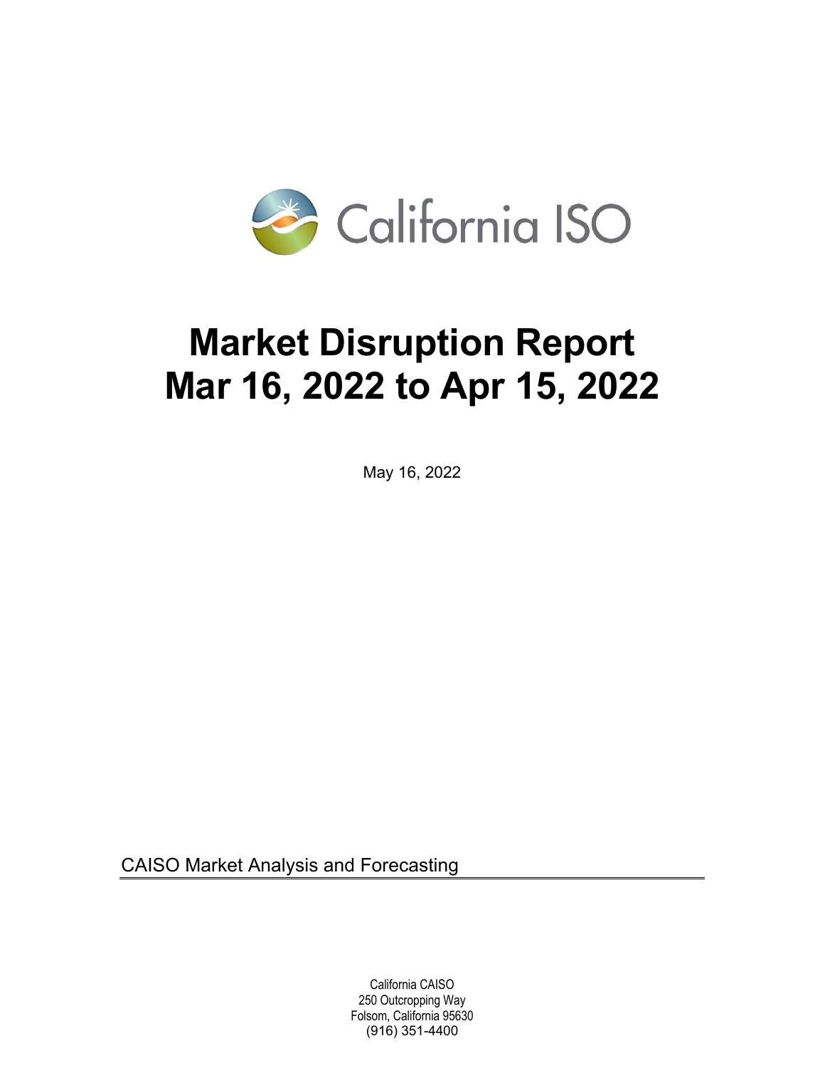# Market Disruption Report
# Mar 16, 2022 to Apr 15, 2022

May 16, 2022

CAISO Market Analysis and Forecasting

California CAISO
250 Outcropping Way
Folsom, California 95630
(916) 351-4400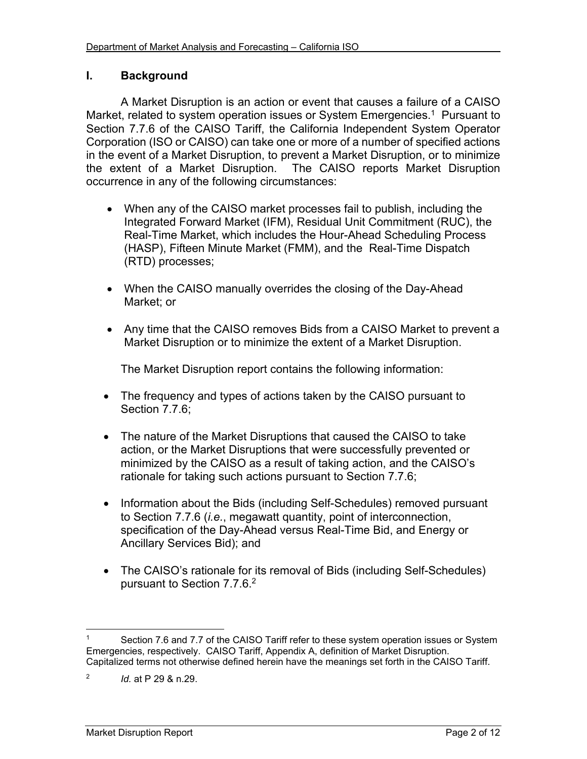## I. Background

A Market Disruption is an action or event that causes a failure of a CAISO Market, related to system operation issues or System Emergencies.[1] Pursuant to Section 7.7.6 of the CAISO Tariff, the California Independent System Operator Corporation (ISO or CAISO) can take one or more of a number of specified actions in the event of a Market Disruption, to prevent a Market Disruption, or to minimize the extent of a Market Disruption. The CAISO reports Market Disruption occurrence in any of the following circumstances:

- When any of the CAISO market processes fail to publish, including the Integrated Forward Market (IFM), Residual Unit Commitment (RUC), the Real-Time Market, which includes the Hour-Ahead Scheduling Process (HASP), Fifteen Minute Market (FMM), and the Real-Time Dispatch (RTD) processes;
- When the CAISO manually overrides the closing of the Day-Ahead Market; or
- Any time that the CAISO removes Bids from a CAISO Market to prevent a Market Disruption or to minimize the extent of a Market Disruption.

The Market Disruption report contains the following information:

- The frequency and types of actions taken by the CAISO pursuant to Section 7.7.6;
- The nature of the Market Disruptions that caused the CAISO to take action, or the Market Disruptions that were successfully prevented or minimized by the CAISO as a result of taking action, and the CAISO's rationale for taking such actions pursuant to Section 7.7.6;
- Information about the Bids (including Self-Schedules) removed pursuant to Section 7.7.6 (*i.e.*, megawatt quantity, point of interconnection, specification of the Day-Ahead versus Real-Time Bid, and Energy or Ancillary Services Bid); and
- The CAISO's rationale for its removal of Bids (including Self-Schedules) pursuant to Section 7.7.6.[2]

---

[1] Section 7.6 and 7.7 of the CAISO Tariff refer to these system operation issues or System Emergencies, respectively. CAISO Tariff, Appendix A, definition of Market Disruption. Capitalized terms not otherwise defined herein have the meanings set forth in the CAISO Tariff.

[2] *Id.* at P 29 & n.29.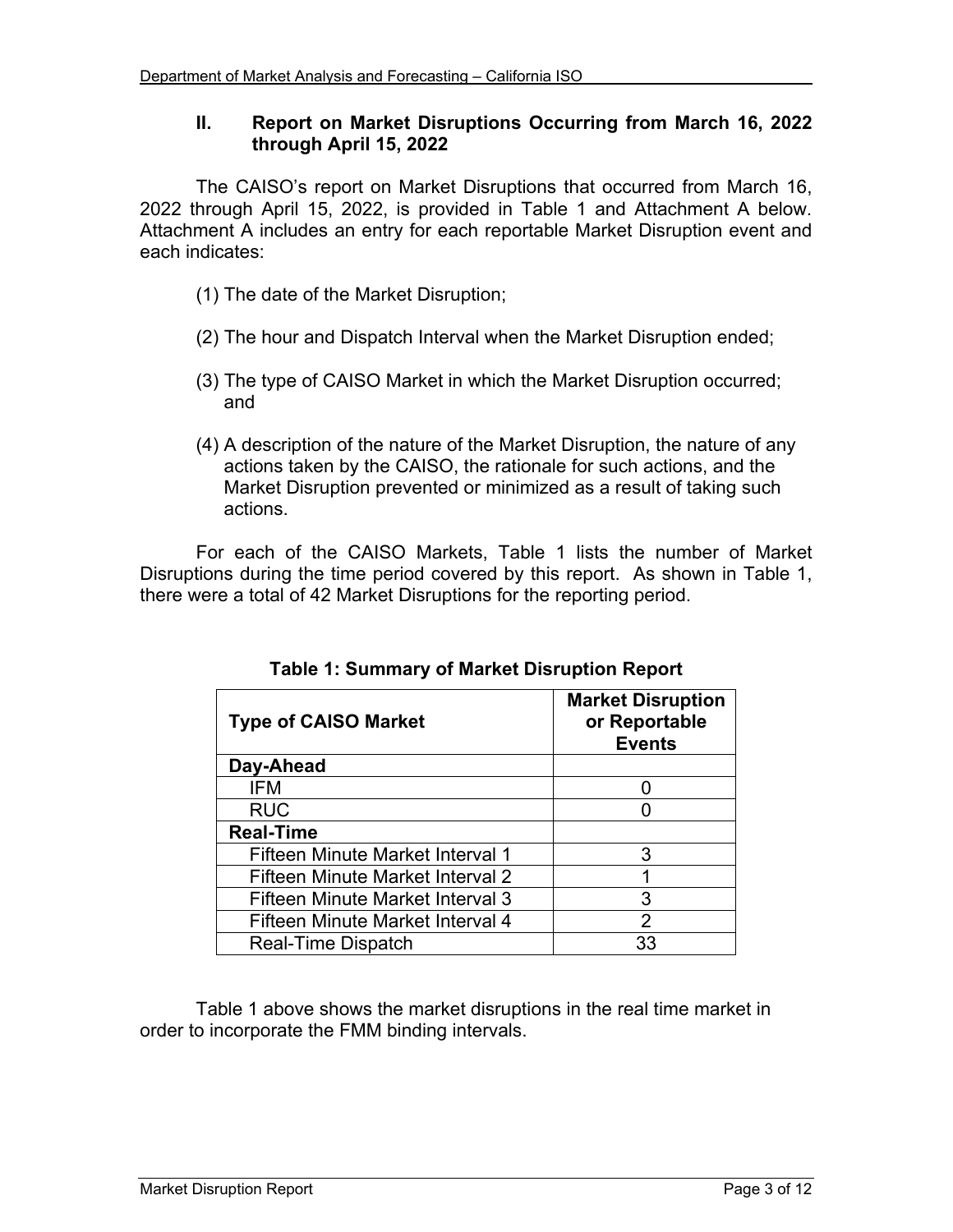## II. Report on Market Disruptions Occurring from March 16, 2022 through April 15, 2022

The CAISO's report on Market Disruptions that occurred from March 16, 2022 through April 15, 2022, is provided in Table 1 and Attachment A below. Attachment A includes an entry for each reportable Market Disruption event and each indicates:

(1) The date of the Market Disruption;

(2) The hour and Dispatch Interval when the Market Disruption ended;

(3) The type of CAISO Market in which the Market Disruption occurred; and

(4) A description of the nature of the Market Disruption, the nature of any actions taken by the CAISO, the rationale for such actions, and the Market Disruption prevented or minimized as a result of taking such actions.

For each of the CAISO Markets, Table 1 lists the number of Market Disruptions during the time period covered by this report. As shown in Table 1, there were a total of 42 Market Disruptions for the reporting period.

**Table 1: Summary of Market Disruption Report**

| Type of CAISO Market | Market Disruption or Reportable Events |
|---|---|
| **Day-Ahead** | |
| IFM | 0 |
| RUC | 0 |
| **Real-Time** | |
| Fifteen Minute Market Interval 1 | 3 |
| Fifteen Minute Market Interval 2 | 1 |
| Fifteen Minute Market Interval 3 | 3 |
| Fifteen Minute Market Interval 4 | 2 |
| Real-Time Dispatch | 33 |

Table 1 above shows the market disruptions in the real time market in order to incorporate the FMM binding intervals.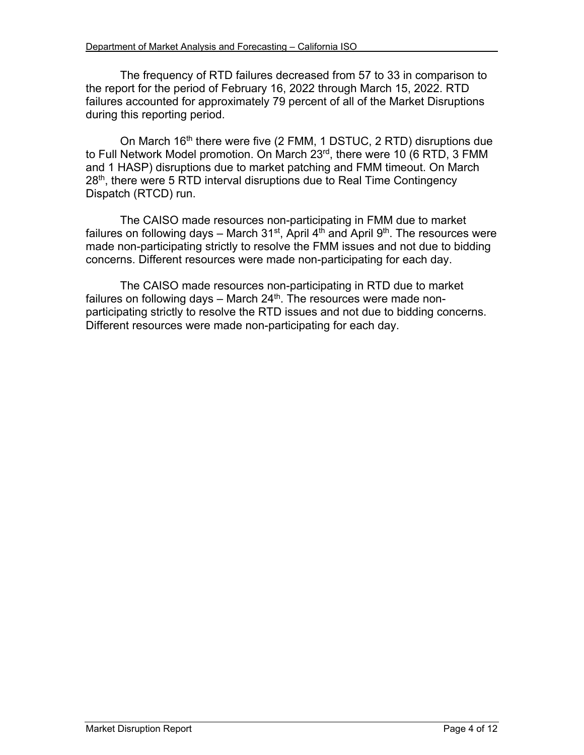The frequency of RTD failures decreased from 57 to 33 in comparison to the report for the period of February 16, 2022 through March 15, 2022. RTD failures accounted for approximately 79 percent of all of the Market Disruptions during this reporting period.

On March 16th there were five (2 FMM, 1 DSTUC, 2 RTD) disruptions due to Full Network Model promotion. On March 23rd, there were 10 (6 RTD, 3 FMM and 1 HASP) disruptions due to market patching and FMM timeout. On March 28th, there were 5 RTD interval disruptions due to Real Time Contingency Dispatch (RTCD) run.

The CAISO made resources non-participating in FMM due to market failures on following days – March 31st, April 4th and April 9th. The resources were made non-participating strictly to resolve the FMM issues and not due to bidding concerns. Different resources were made non-participating for each day.

The CAISO made resources non-participating in RTD due to market failures on following days – March 24th. The resources were made non-participating strictly to resolve the RTD issues and not due to bidding concerns. Different resources were made non-participating for each day.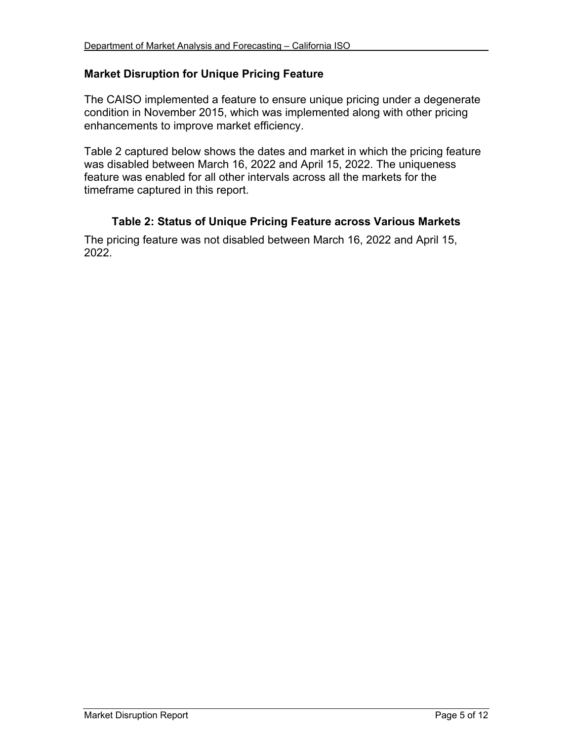## Market Disruption for Unique Pricing Feature

The CAISO implemented a feature to ensure unique pricing under a degenerate condition in November 2015, which was implemented along with other pricing enhancements to improve market efficiency.

Table 2 captured below shows the dates and market in which the pricing feature was disabled between March 16, 2022 and April 15, 2022. The uniqueness feature was enabled for all other intervals across all the markets for the timeframe captured in this report.

### Table 2: Status of Unique Pricing Feature across Various Markets

The pricing feature was not disabled between March 16, 2022 and April 15, 2022.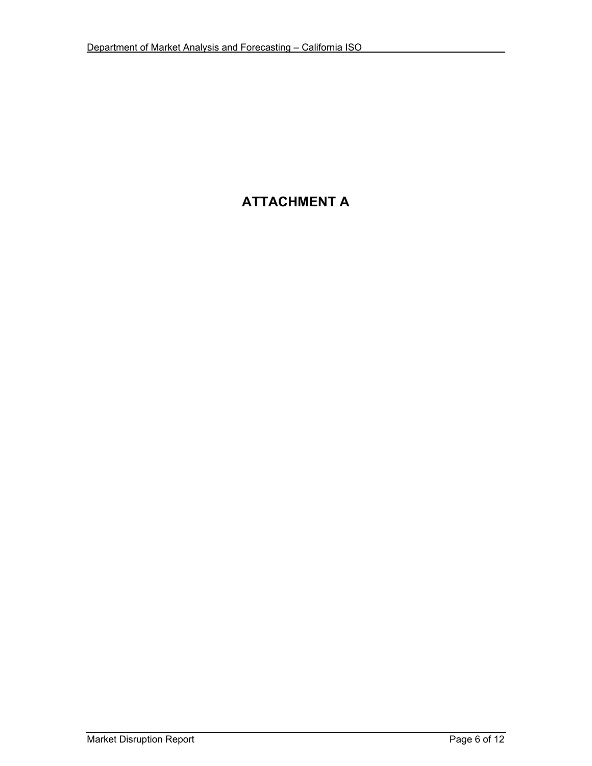# ATTACHMENT A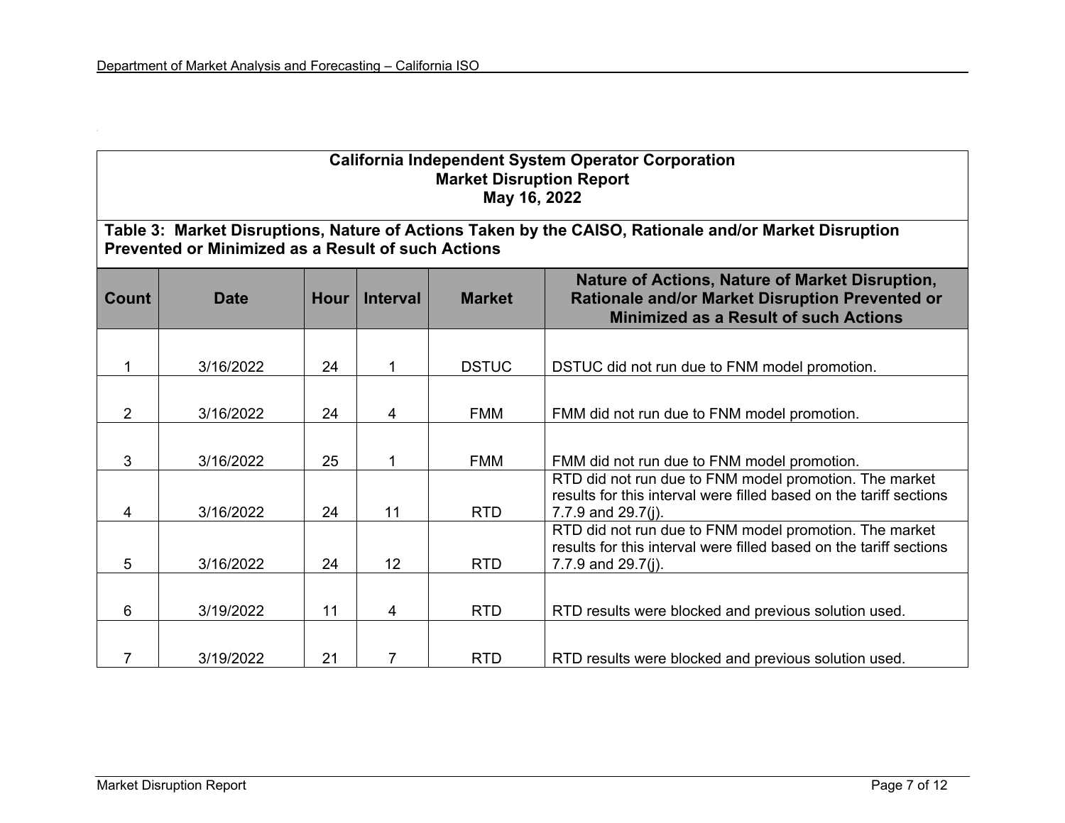**California Independent System Operator Corporation**
**Market Disruption Report**
**May 16, 2022**

**Table 3: Market Disruptions, Nature of Actions Taken by the CAISO, Rationale and/or Market Disruption Prevented or Minimized as a Result of such Actions**

| Count | Date | Hour | Interval | Market | Nature of Actions, Nature of Market Disruption, Rationale and/or Market Disruption Prevented or Minimized as a Result of such Actions |
|---|---|---|---|---|---|
| 1 | 3/16/2022 | 24 | 1 | DSTUC | DSTUC did not run due to FNM model promotion. |
| 2 | 3/16/2022 | 24 | 4 | FMM | FMM did not run due to FNM model promotion. |
| 3 | 3/16/2022 | 25 | 1 | FMM | FMM did not run due to FNM model promotion. |
| 4 | 3/16/2022 | 24 | 11 | RTD | RTD did not run due to FNM model promotion. The market results for this interval were filled based on the tariff sections 7.7.9 and 29.7(j). |
| 5 | 3/16/2022 | 24 | 12 | RTD | RTD did not run due to FNM model promotion. The market results for this interval were filled based on the tariff sections 7.7.9 and 29.7(j). |
| 6 | 3/19/2022 | 11 | 4 | RTD | RTD results were blocked and previous solution used. |
| 7 | 3/19/2022 | 21 | 7 | RTD | RTD results were blocked and previous solution used. |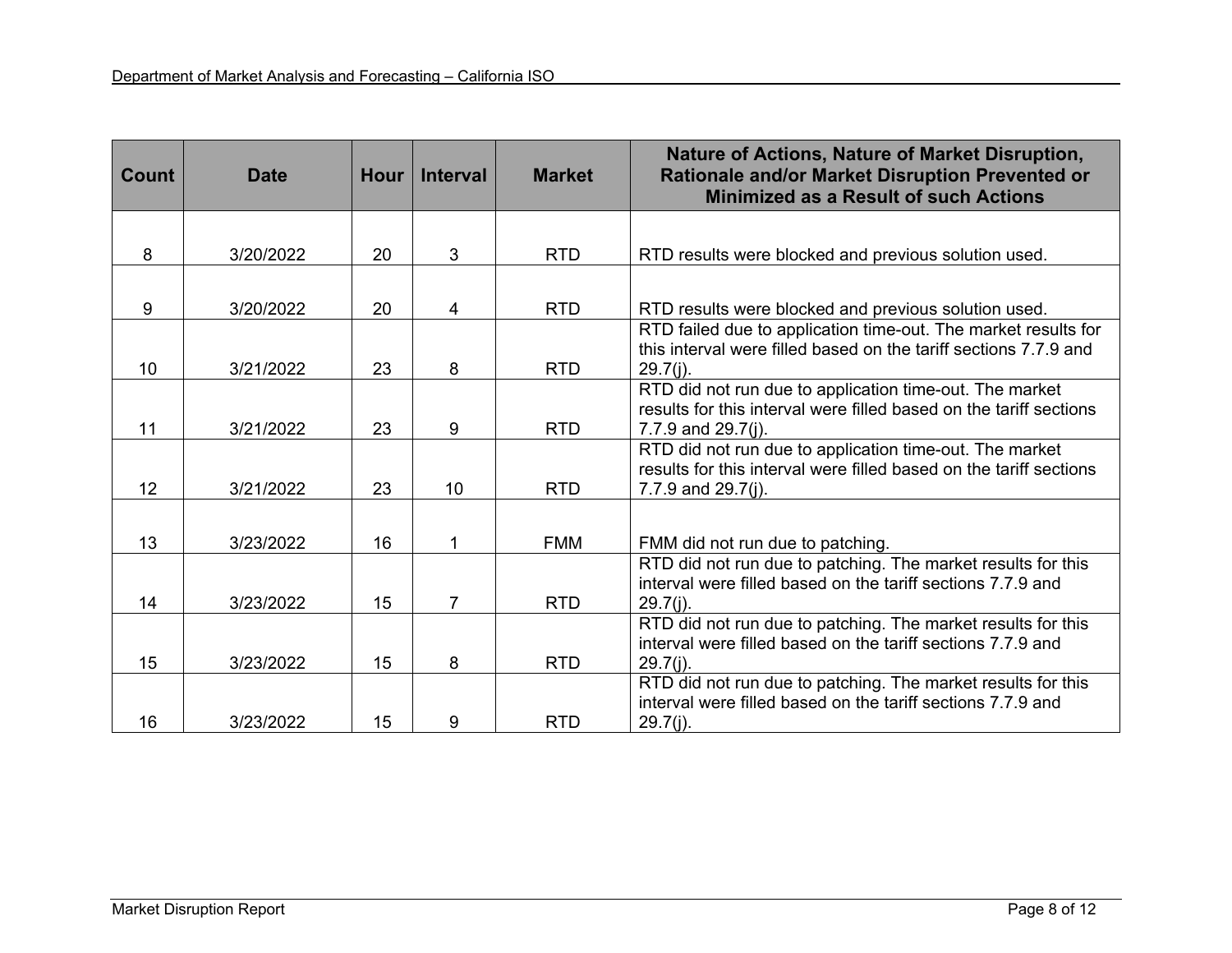| Count | Date | Hour | Interval | Market | Nature of Actions, Nature of Market Disruption, Rationale and/or Market Disruption Prevented or Minimized as a Result of such Actions |
|---|---|---|---|---|---|
| 8 | 3/20/2022 | 20 | 3 | RTD | RTD results were blocked and previous solution used. |
| 9 | 3/20/2022 | 20 | 4 | RTD | RTD results were blocked and previous solution used. |
| 10 | 3/21/2022 | 23 | 8 | RTD | RTD failed due to application time-out. The market results for this interval were filled based on the tariff sections 7.7.9 and 29.7(j). |
| 11 | 3/21/2022 | 23 | 9 | RTD | RTD did not run due to application time-out. The market results for this interval were filled based on the tariff sections 7.7.9 and 29.7(j). |
| 12 | 3/21/2022 | 23 | 10 | RTD | RTD did not run due to application time-out. The market results for this interval were filled based on the tariff sections 7.7.9 and 29.7(j). |
| 13 | 3/23/2022 | 16 | 1 | FMM | FMM did not run due to patching. |
| 14 | 3/23/2022 | 15 | 7 | RTD | RTD did not run due to patching. The market results for this interval were filled based on the tariff sections 7.7.9 and 29.7(j). |
| 15 | 3/23/2022 | 15 | 8 | RTD | RTD did not run due to patching. The market results for this interval were filled based on the tariff sections 7.7.9 and 29.7(j). |
| 16 | 3/23/2022 | 15 | 9 | RTD | RTD did not run due to patching. The market results for this interval were filled based on the tariff sections 7.7.9 and 29.7(j). |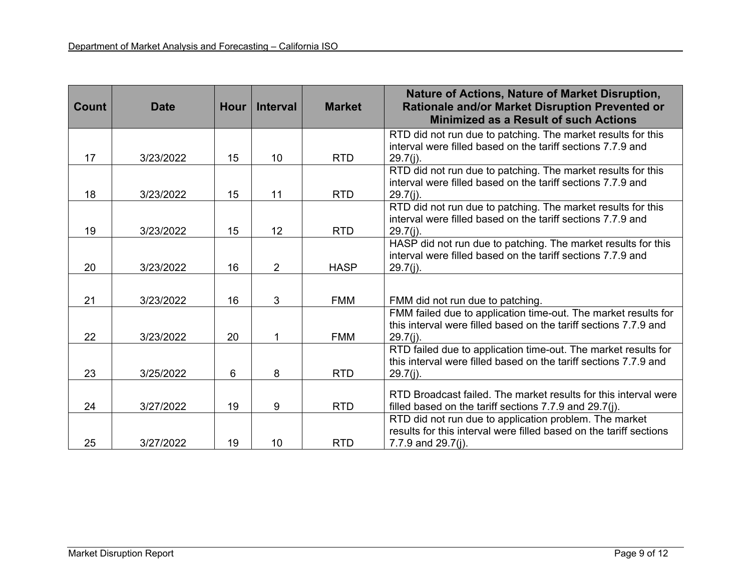| Count | Date | Hour | Interval | Market | Nature of Actions, Nature of Market Disruption, Rationale and/or Market Disruption Prevented or Minimized as a Result of such Actions |
|---|---|---|---|---|---|
| 17 | 3/23/2022 | 15 | 10 | RTD | RTD did not run due to patching. The market results for this interval were filled based on the tariff sections 7.7.9 and 29.7(j). |
| 18 | 3/23/2022 | 15 | 11 | RTD | RTD did not run due to patching. The market results for this interval were filled based on the tariff sections 7.7.9 and 29.7(j). |
| 19 | 3/23/2022 | 15 | 12 | RTD | RTD did not run due to patching. The market results for this interval were filled based on the tariff sections 7.7.9 and 29.7(j). |
| 20 | 3/23/2022 | 16 | 2 | HASP | HASP did not run due to patching. The market results for this interval were filled based on the tariff sections 7.7.9 and 29.7(j). |
| 21 | 3/23/2022 | 16 | 3 | FMM | FMM did not run due to patching. |
| 22 | 3/23/2022 | 20 | 1 | FMM | FMM failed due to application time-out. The market results for this interval were filled based on the tariff sections 7.7.9 and 29.7(j). |
| 23 | 3/25/2022 | 6 | 8 | RTD | RTD failed due to application time-out. The market results for this interval were filled based on the tariff sections 7.7.9 and 29.7(j). |
| 24 | 3/27/2022 | 19 | 9 | RTD | RTD Broadcast failed. The market results for this interval were filled based on the tariff sections 7.7.9 and 29.7(j). |
| 25 | 3/27/2022 | 19 | 10 | RTD | RTD did not run due to application problem. The market results for this interval were filled based on the tariff sections 7.7.9 and 29.7(j). |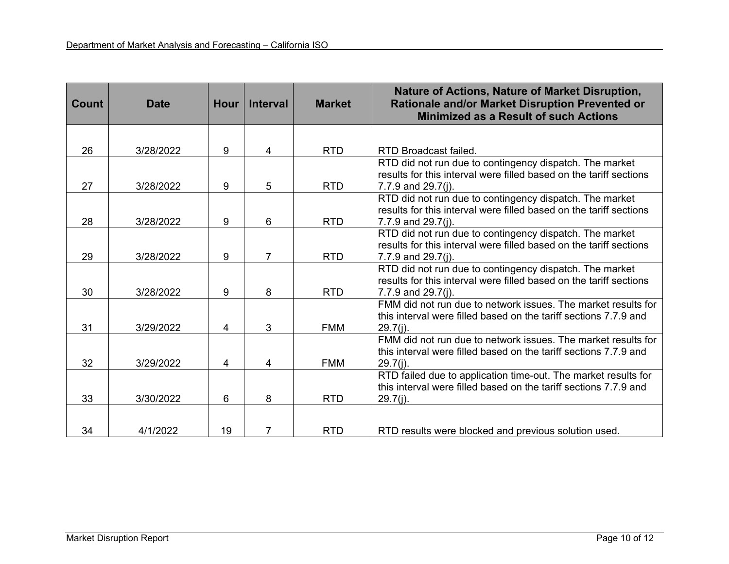| Count | Date | Hour | Interval | Market | Nature of Actions, Nature of Market Disruption, Rationale and/or Market Disruption Prevented or Minimized as a Result of such Actions |
|---|---|---|---|---|---|
| 26 | 3/28/2022 | 9 | 4 | RTD | RTD Broadcast failed. |
| 27 | 3/28/2022 | 9 | 5 | RTD | RTD did not run due to contingency dispatch. The market results for this interval were filled based on the tariff sections 7.7.9 and 29.7(j). |
| 28 | 3/28/2022 | 9 | 6 | RTD | RTD did not run due to contingency dispatch. The market results for this interval were filled based on the tariff sections 7.7.9 and 29.7(j). |
| 29 | 3/28/2022 | 9 | 7 | RTD | RTD did not run due to contingency dispatch. The market results for this interval were filled based on the tariff sections 7.7.9 and 29.7(j). |
| 30 | 3/28/2022 | 9 | 8 | RTD | RTD did not run due to contingency dispatch. The market results for this interval were filled based on the tariff sections 7.7.9 and 29.7(j). |
| 31 | 3/29/2022 | 4 | 3 | FMM | FMM did not run due to network issues. The market results for this interval were filled based on the tariff sections 7.7.9 and 29.7(j). |
| 32 | 3/29/2022 | 4 | 4 | FMM | FMM did not run due to network issues. The market results for this interval were filled based on the tariff sections 7.7.9 and 29.7(j). |
| 33 | 3/30/2022 | 6 | 8 | RTD | RTD failed due to application time-out. The market results for this interval were filled based on the tariff sections 7.7.9 and 29.7(j). |
| 34 | 4/1/2022 | 19 | 7 | RTD | RTD results were blocked and previous solution used. |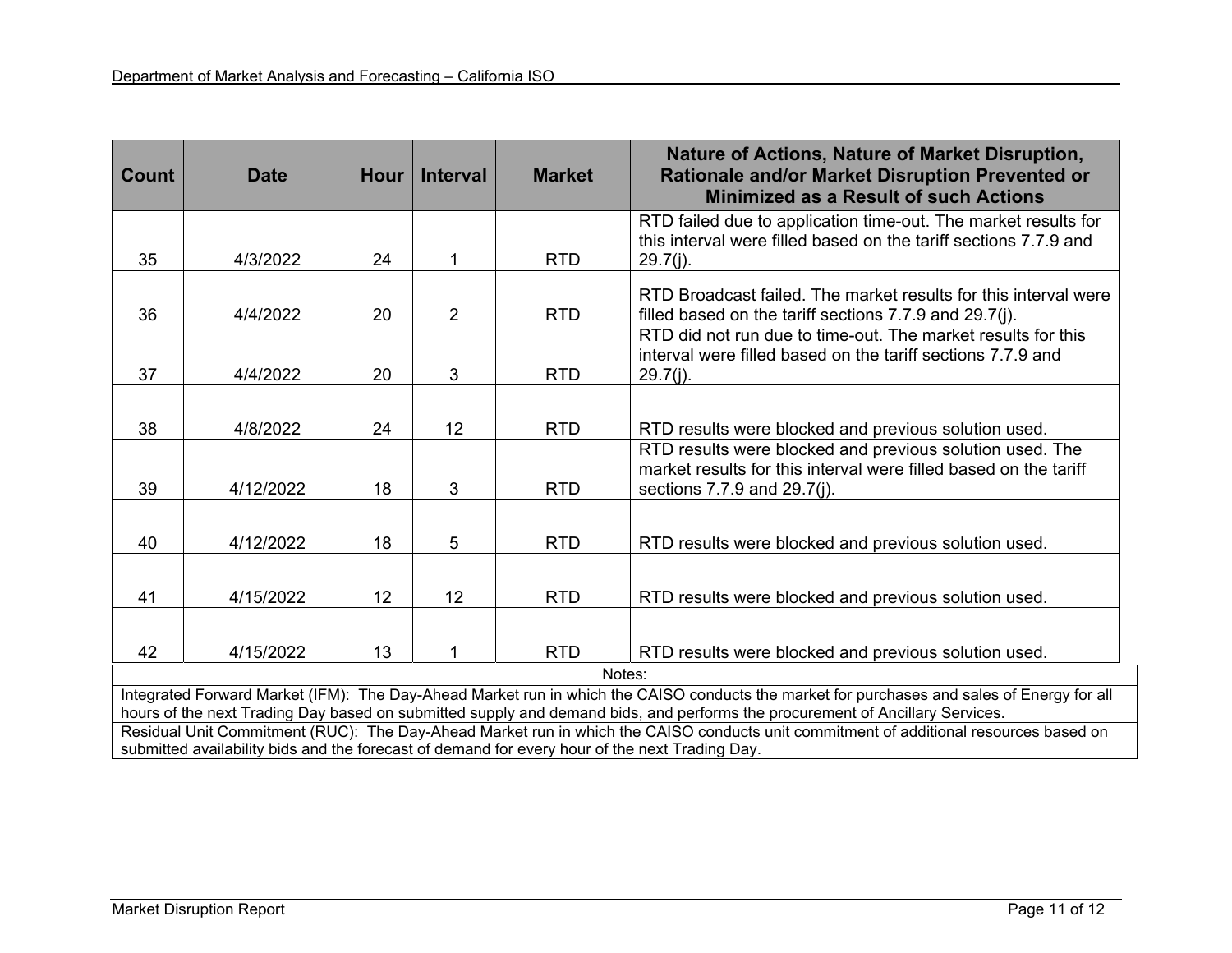| Count | Date | Hour | Interval | Market | Nature of Actions, Nature of Market Disruption, Rationale and/or Market Disruption Prevented or Minimized as a Result of such Actions |
|---|---|---|---|---|---|
| 35 | 4/3/2022 | 24 | 1 | RTD | RTD failed due to application time-out. The market results for this interval were filled based on the tariff sections 7.7.9 and 29.7(j). |
| 36 | 4/4/2022 | 20 | 2 | RTD | RTD Broadcast failed. The market results for this interval were filled based on the tariff sections 7.7.9 and 29.7(j). |
| 37 | 4/4/2022 | 20 | 3 | RTD | RTD did not run due to time-out. The market results for this interval were filled based on the tariff sections 7.7.9 and 29.7(j). |
| 38 | 4/8/2022 | 24 | 12 | RTD | RTD results were blocked and previous solution used. |
| 39 | 4/12/2022 | 18 | 3 | RTD | RTD results were blocked and previous solution used. The market results for this interval were filled based on the tariff sections 7.7.9 and 29.7(j). |
| 40 | 4/12/2022 | 18 | 5 | RTD | RTD results were blocked and previous solution used. |
| 41 | 4/15/2022 | 12 | 12 | RTD | RTD results were blocked and previous solution used. |
| 42 | 4/15/2022 | 13 | 1 | RTD | RTD results were blocked and previous solution used. |

Notes:

Integrated Forward Market (IFM): The Day-Ahead Market run in which the CAISO conducts the market for purchases and sales of Energy for all hours of the next Trading Day based on submitted supply and demand bids, and performs the procurement of Ancillary Services.

Residual Unit Commitment (RUC): The Day-Ahead Market run in which the CAISO conducts unit commitment of additional resources based on submitted availability bids and the forecast of demand for every hour of the next Trading Day.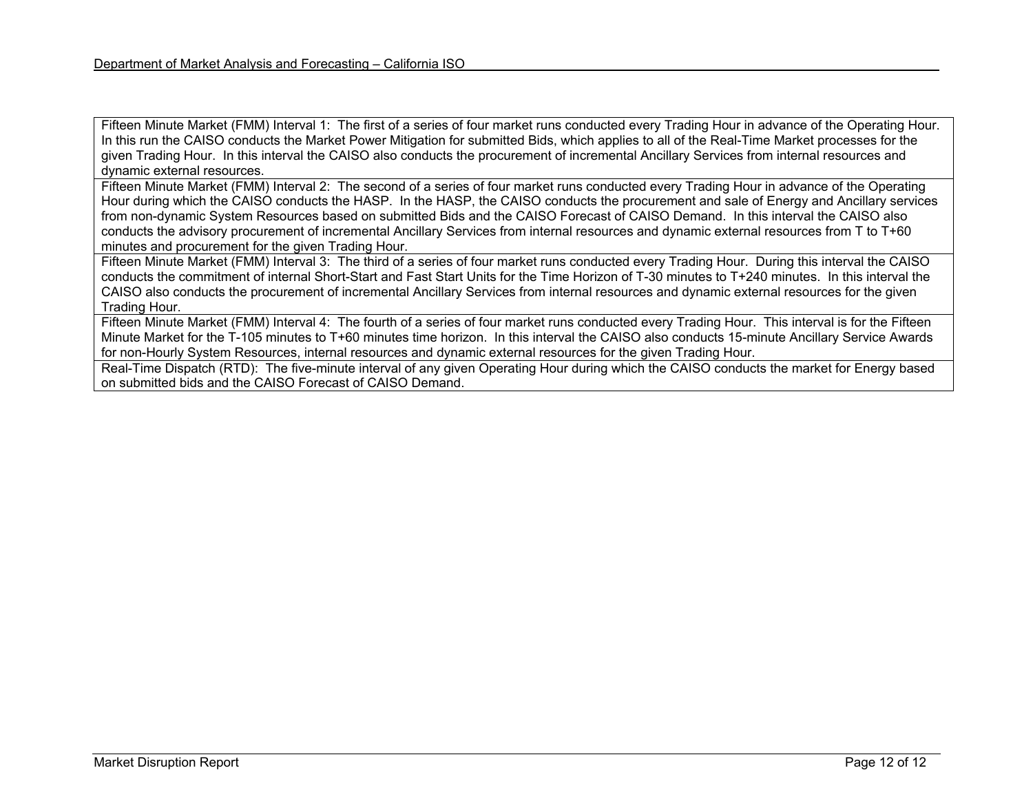| |
|---|
| Fifteen Minute Market (FMM) Interval 1: The first of a series of four market runs conducted every Trading Hour in advance of the Operating Hour. In this run the CAISO conducts the Market Power Mitigation for submitted Bids, which applies to all of the Real-Time Market processes for the given Trading Hour. In this interval the CAISO also conducts the procurement of incremental Ancillary Services from internal resources and dynamic external resources. |
| Fifteen Minute Market (FMM) Interval 2: The second of a series of four market runs conducted every Trading Hour in advance of the Operating Hour during which the CAISO conducts the HASP. In the HASP, the CAISO conducts the procurement and sale of Energy and Ancillary services from non-dynamic System Resources based on submitted Bids and the CAISO Forecast of CAISO Demand. In this interval the CAISO also conducts the advisory procurement of incremental Ancillary Services from internal resources and dynamic external resources from T to T+60 minutes and procurement for the given Trading Hour. |
| Fifteen Minute Market (FMM) Interval 3: The third of a series of four market runs conducted every Trading Hour. During this interval the CAISO conducts the commitment of internal Short-Start and Fast Start Units for the Time Horizon of T-30 minutes to T+240 minutes. In this interval the CAISO also conducts the procurement of incremental Ancillary Services from internal resources and dynamic external resources for the given Trading Hour. |
| Fifteen Minute Market (FMM) Interval 4: The fourth of a series of four market runs conducted every Trading Hour. This interval is for the Fifteen Minute Market for the T-105 minutes to T+60 minutes time horizon. In this interval the CAISO also conducts 15-minute Ancillary Service Awards for non-Hourly System Resources, internal resources and dynamic external resources for the given Trading Hour. |
| Real-Time Dispatch (RTD): The five-minute interval of any given Operating Hour during which the CAISO conducts the market for Energy based on submitted bids and the CAISO Forecast of CAISO Demand. |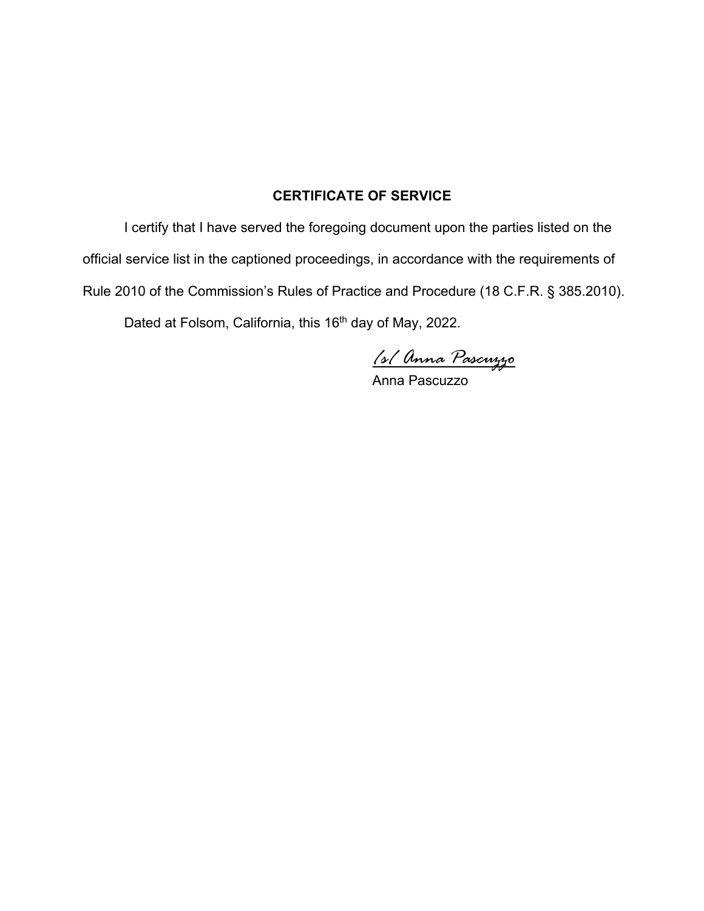**CERTIFICATE OF SERVICE**

I certify that I have served the foregoing document upon the parties listed on the official service list in the captioned proceedings, in accordance with the requirements of Rule 2010 of the Commission's Rules of Practice and Procedure (18 C.F.R. § 385.2010).

Dated at Folsom, California, this 16th day of May, 2022.

/s/ Anna Pascuzzo
Anna Pascuzzo